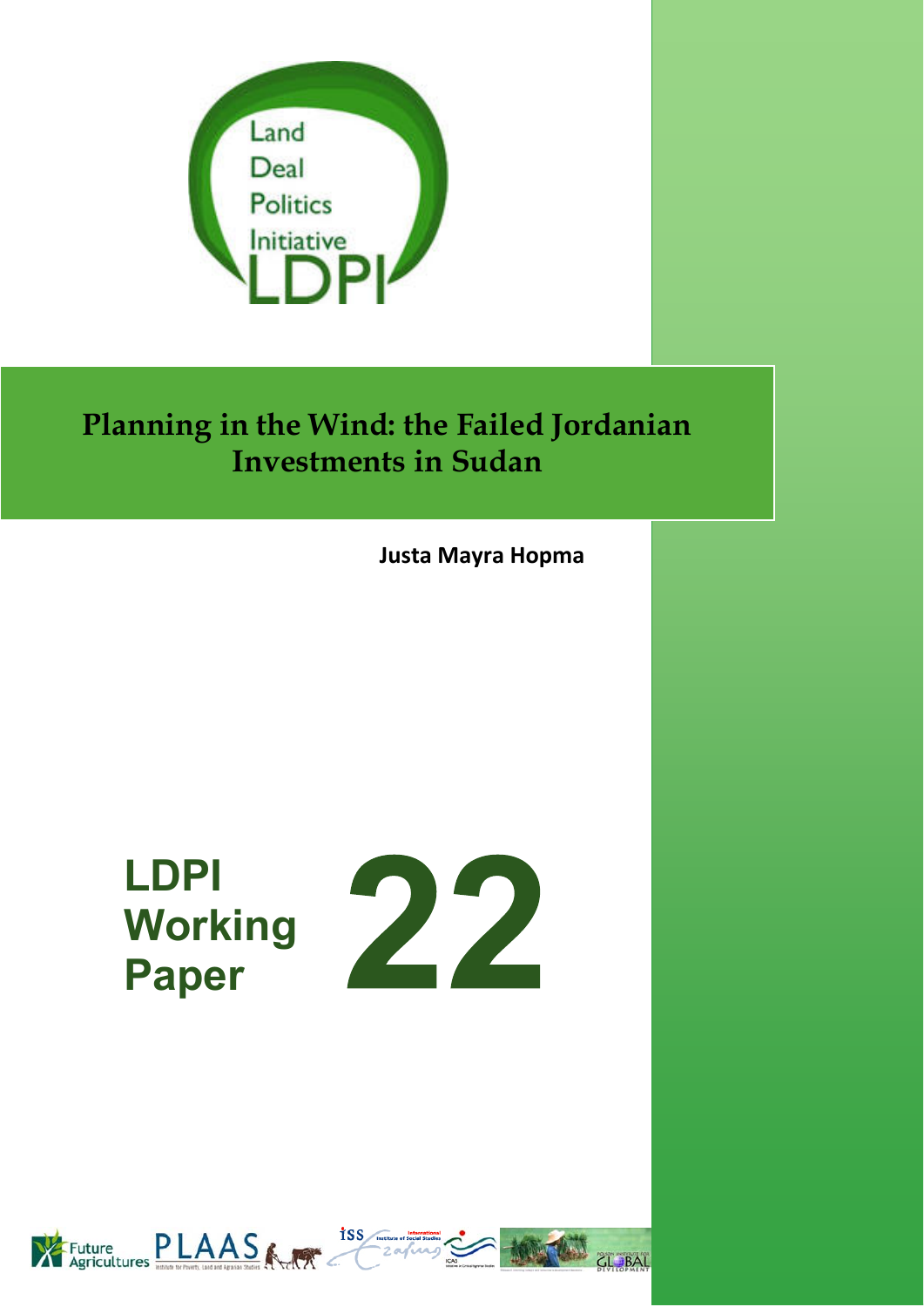Land
Deal
Politics
Initiative
LDPI

# Planning in the Wind: the Failed Jordanian Investments in Sudan

**Justa Mayra Hopma**

**LDPI Working Paper 22**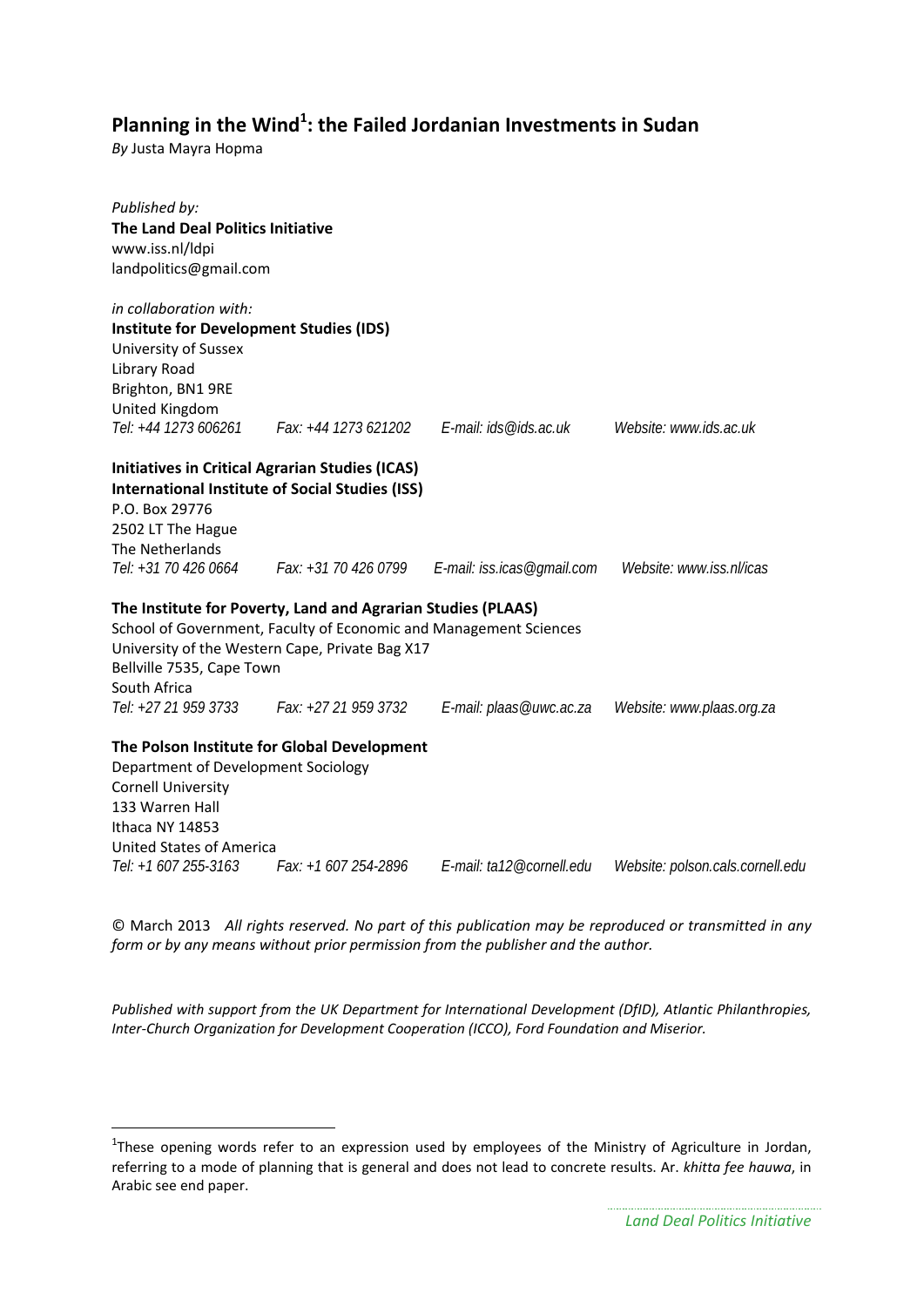# Planning in the Wind[1]: the Failed Jordanian Investments in Sudan

*By* Justa Mayra Hopma

*Published by:*
**The Land Deal Politics Initiative**
www.iss.nl/ldpi
landpolitics@gmail.com

*in collaboration with:*
**Institute for Development Studies (IDS)**
University of Sussex
Library Road
Brighton, BN1 9RE
United Kingdom
*Tel: +44 1273 606261 Fax: +44 1273 621202 E-mail: ids@ids.ac.uk Website: www.ids.ac.uk*

**Initiatives in Critical Agrarian Studies (ICAS)**
**International Institute of Social Studies (ISS)**
P.O. Box 29776
2502 LT The Hague
The Netherlands
*Tel: +31 70 426 0664 Fax: +31 70 426 0799 E-mail: iss.icas@gmail.com Website: www.iss.nl/icas*

**The Institute for Poverty, Land and Agrarian Studies (PLAAS)**
School of Government, Faculty of Economic and Management Sciences
University of the Western Cape, Private Bag X17
Bellville 7535, Cape Town
South Africa
*Tel: +27 21 959 3733 Fax: +27 21 959 3732 E-mail: plaas@uwc.ac.za Website: www.plaas.org.za*

**The Polson Institute for Global Development**
Department of Development Sociology
Cornell University
133 Warren Hall
Ithaca NY 14853
United States of America
*Tel: +1 607 255-3163 Fax: +1 607 254-2896 E-mail: ta12@cornell.edu Website: polson.cals.cornell.edu*

© March 2013 *All rights reserved. No part of this publication may be reproduced or transmitted in any form or by any means without prior permission from the publisher and the author.*

*Published with support from the UK Department for International Development (DfID), Atlantic Philanthropies, Inter-Church Organization for Development Cooperation (ICCO), Ford Foundation and Miserior.*

[1] These opening words refer to an expression used by employees of the Ministry of Agriculture in Jordan, referring to a mode of planning that is general and does not lead to concrete results. Ar. *khitta fee hauwa*, in Arabic see end paper.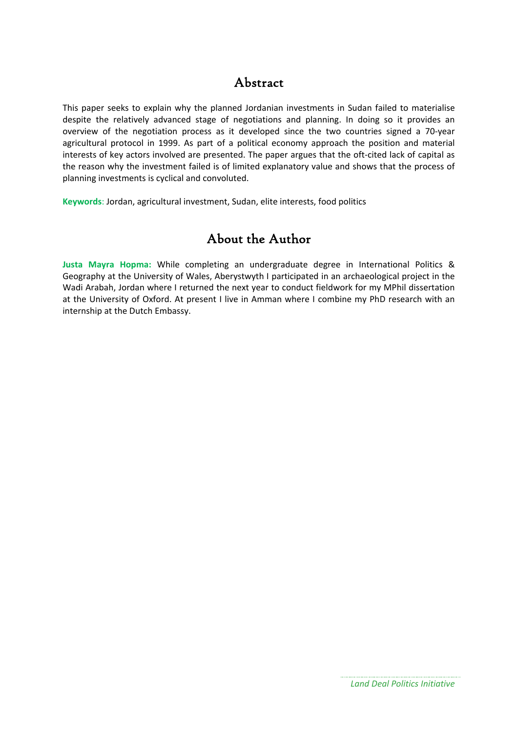## Abstract

This paper seeks to explain why the planned Jordanian investments in Sudan failed to materialise despite the relatively advanced stage of negotiations and planning. In doing so it provides an overview of the negotiation process as it developed since the two countries signed a 70-year agricultural protocol in 1999. As part of a political economy approach the position and material interests of key actors involved are presented. The paper argues that the oft-cited lack of capital as the reason why the investment failed is of limited explanatory value and shows that the process of planning investments is cyclical and convoluted.

**Keywords**: Jordan, agricultural investment, Sudan, elite interests, food politics

## About the Author

**Justa Mayra Hopma:** While completing an undergraduate degree in International Politics & Geography at the University of Wales, Aberystwyth I participated in an archaeological project in the Wadi Arabah, Jordan where I returned the next year to conduct fieldwork for my MPhil dissertation at the University of Oxford. At present I live in Amman where I combine my PhD research with an internship at the Dutch Embassy.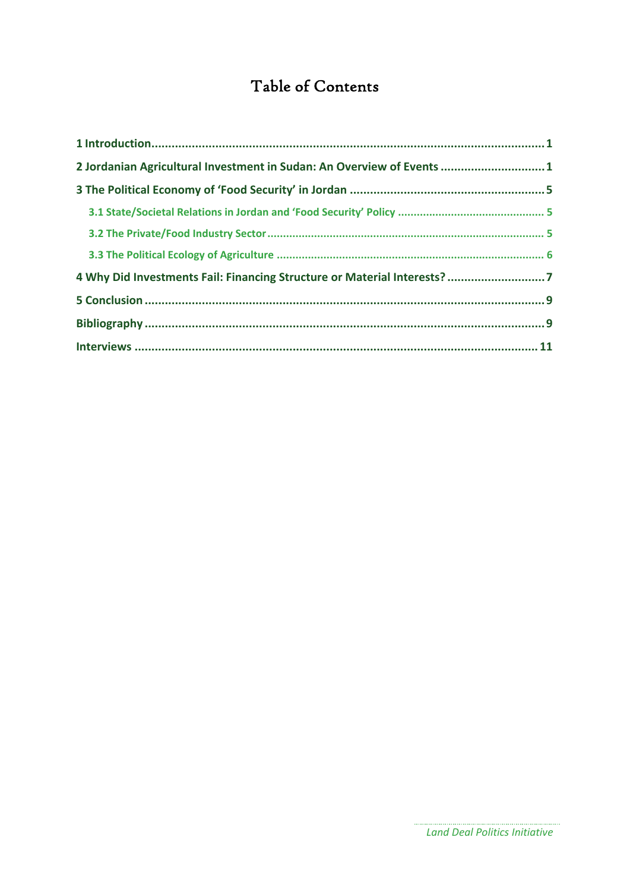# Table of Contents

1 Introduction .......... 1

2 Jordanian Agricultural Investment in Sudan: An Overview of Events .......... 1

3 The Political Economy of 'Food Security' in Jordan .......... 5

- 3.1 State/Societal Relations in Jordan and 'Food Security' Policy .......... 5
- 3.2 The Private/Food Industry Sector .......... 5
- 3.3 The Political Ecology of Agriculture .......... 6

4 Why Did Investments Fail: Financing Structure or Material Interests? .......... 7

5 Conclusion .......... 9

Bibliography .......... 9

Interviews .......... 11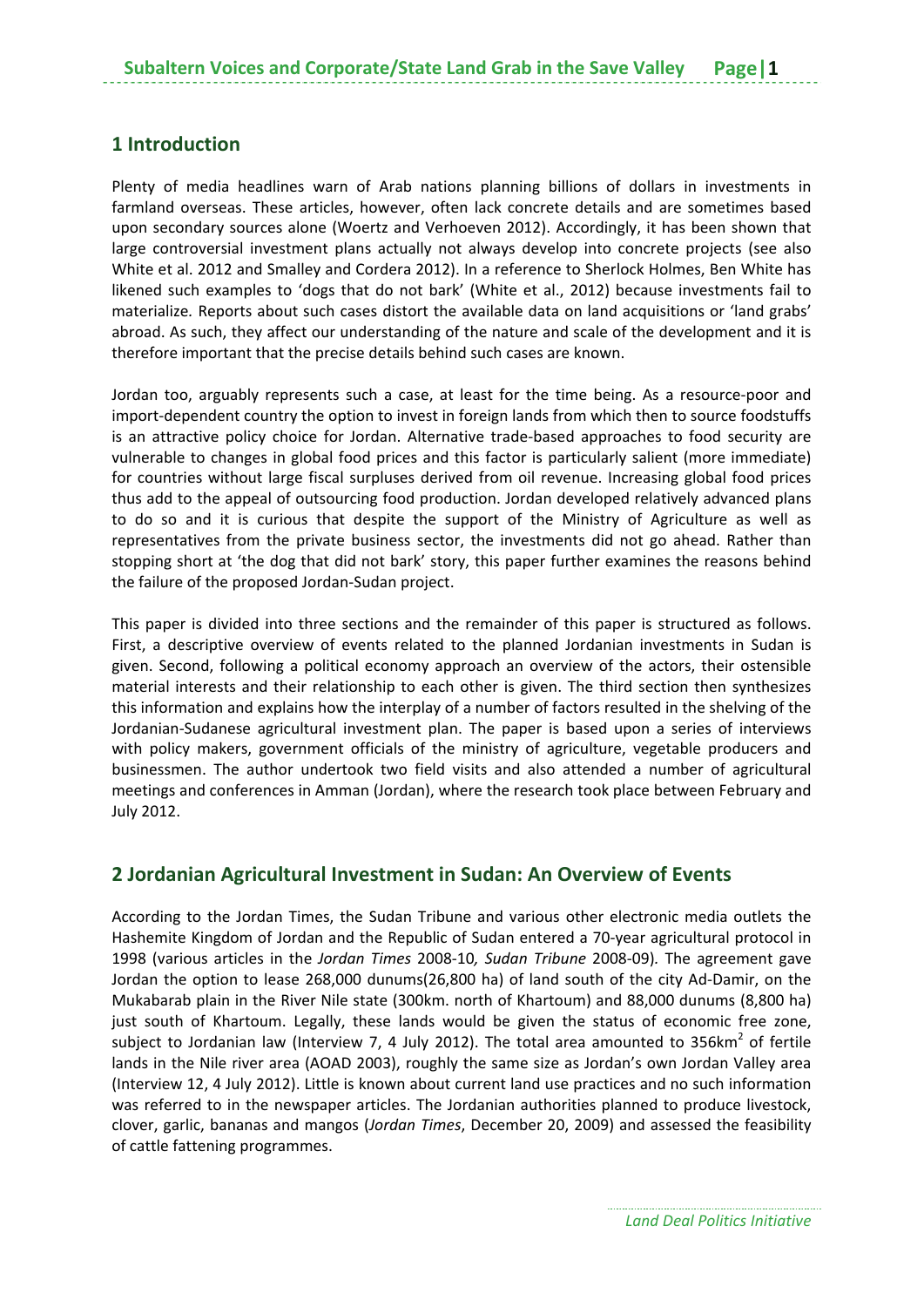## 1 Introduction

Plenty of media headlines warn of Arab nations planning billions of dollars in investments in farmland overseas. These articles, however, often lack concrete details and are sometimes based upon secondary sources alone (Woertz and Verhoeven 2012). Accordingly, it has been shown that large controversial investment plans actually not always develop into concrete projects (see also White et al. 2012 and Smalley and Cordera 2012). In a reference to Sherlock Holmes, Ben White has likened such examples to 'dogs that do not bark' (White et al., 2012) because investments fail to materialize. Reports about such cases distort the available data on land acquisitions or 'land grabs' abroad. As such, they affect our understanding of the nature and scale of the development and it is therefore important that the precise details behind such cases are known.

Jordan too, arguably represents such a case, at least for the time being. As a resource-poor and import-dependent country the option to invest in foreign lands from which then to source foodstuffs is an attractive policy choice for Jordan. Alternative trade-based approaches to food security are vulnerable to changes in global food prices and this factor is particularly salient (more immediate) for countries without large fiscal surpluses derived from oil revenue. Increasing global food prices thus add to the appeal of outsourcing food production. Jordan developed relatively advanced plans to do so and it is curious that despite the support of the Ministry of Agriculture as well as representatives from the private business sector, the investments did not go ahead. Rather than stopping short at 'the dog that did not bark' story, this paper further examines the reasons behind the failure of the proposed Jordan-Sudan project.

This paper is divided into three sections and the remainder of this paper is structured as follows. First, a descriptive overview of events related to the planned Jordanian investments in Sudan is given. Second, following a political economy approach an overview of the actors, their ostensible material interests and their relationship to each other is given. The third section then synthesizes this information and explains how the interplay of a number of factors resulted in the shelving of the Jordanian-Sudanese agricultural investment plan. The paper is based upon a series of interviews with policy makers, government officials of the ministry of agriculture, vegetable producers and businessmen. The author undertook two field visits and also attended a number of agricultural meetings and conferences in Amman (Jordan), where the research took place between February and July 2012.

## 2 Jordanian Agricultural Investment in Sudan: An Overview of Events

According to the Jordan Times, the Sudan Tribune and various other electronic media outlets the Hashemite Kingdom of Jordan and the Republic of Sudan entered a 70-year agricultural protocol in 1998 (various articles in the *Jordan Times* 2008-10*, Sudan Tribune* 2008-09)*.* The agreement gave Jordan the option to lease 268,000 dunums(26,800 ha) of land south of the city Ad-Damir, on the Mukabarab plain in the River Nile state (300km. north of Khartoum) and 88,000 dunums (8,800 ha) just south of Khartoum. Legally, these lands would be given the status of economic free zone, subject to Jordanian law (Interview 7, 4 July 2012). The total area amounted to 356km$^2$ of fertile lands in the Nile river area (AOAD 2003), roughly the same size as Jordan's own Jordan Valley area (Interview 12, 4 July 2012). Little is known about current land use practices and no such information was referred to in the newspaper articles. The Jordanian authorities planned to produce livestock, clover, garlic, bananas and mangos (*Jordan Times*, December 20, 2009) and assessed the feasibility of cattle fattening programmes.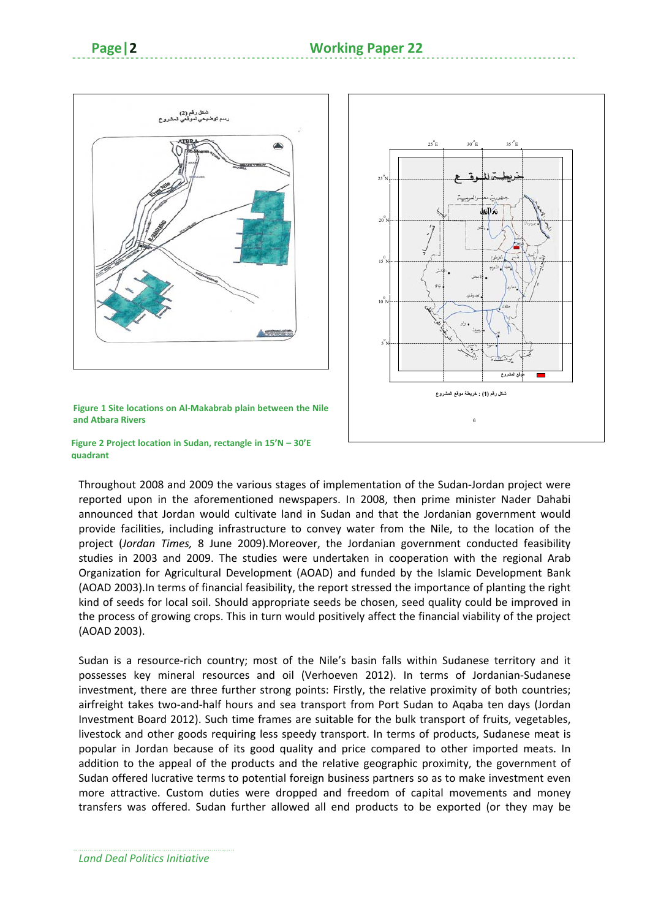Figure 1 Site locations on Al-Makabrab plain between the Nile and Atbara Rivers

Figure 2 Project location in Sudan, rectangle in 15'N – 30'E quadrant

Throughout 2008 and 2009 the various stages of implementation of the Sudan-Jordan project were reported upon in the aforementioned newspapers. In 2008, then prime minister Nader Dahabi announced that Jordan would cultivate land in Sudan and that the Jordanian government would provide facilities, including infrastructure to convey water from the Nile, to the location of the project (*Jordan Times,* 8 June 2009).Moreover, the Jordanian government conducted feasibility studies in 2003 and 2009. The studies were undertaken in cooperation with the regional Arab Organization for Agricultural Development (AOAD) and funded by the Islamic Development Bank (AOAD 2003).In terms of financial feasibility, the report stressed the importance of planting the right kind of seeds for local soil. Should appropriate seeds be chosen, seed quality could be improved in the process of growing crops. This in turn would positively affect the financial viability of the project (AOAD 2003).

Sudan is a resource-rich country; most of the Nile's basin falls within Sudanese territory and it possesses key mineral resources and oil (Verhoeven 2012). In terms of Jordanian-Sudanese investment, there are three further strong points: Firstly, the relative proximity of both countries; airfreight takes two-and-half hours and sea transport from Port Sudan to Aqaba ten days (Jordan Investment Board 2012). Such time frames are suitable for the bulk transport of fruits, vegetables, livestock and other goods requiring less speedy transport. In terms of products, Sudanese meat is popular in Jordan because of its good quality and price compared to other imported meats. In addition to the appeal of the products and the relative geographic proximity, the government of Sudan offered lucrative terms to potential foreign business partners so as to make investment even more attractive. Custom duties were dropped and freedom of capital movements and money transfers was offered. Sudan further allowed all end products to be exported (or they may be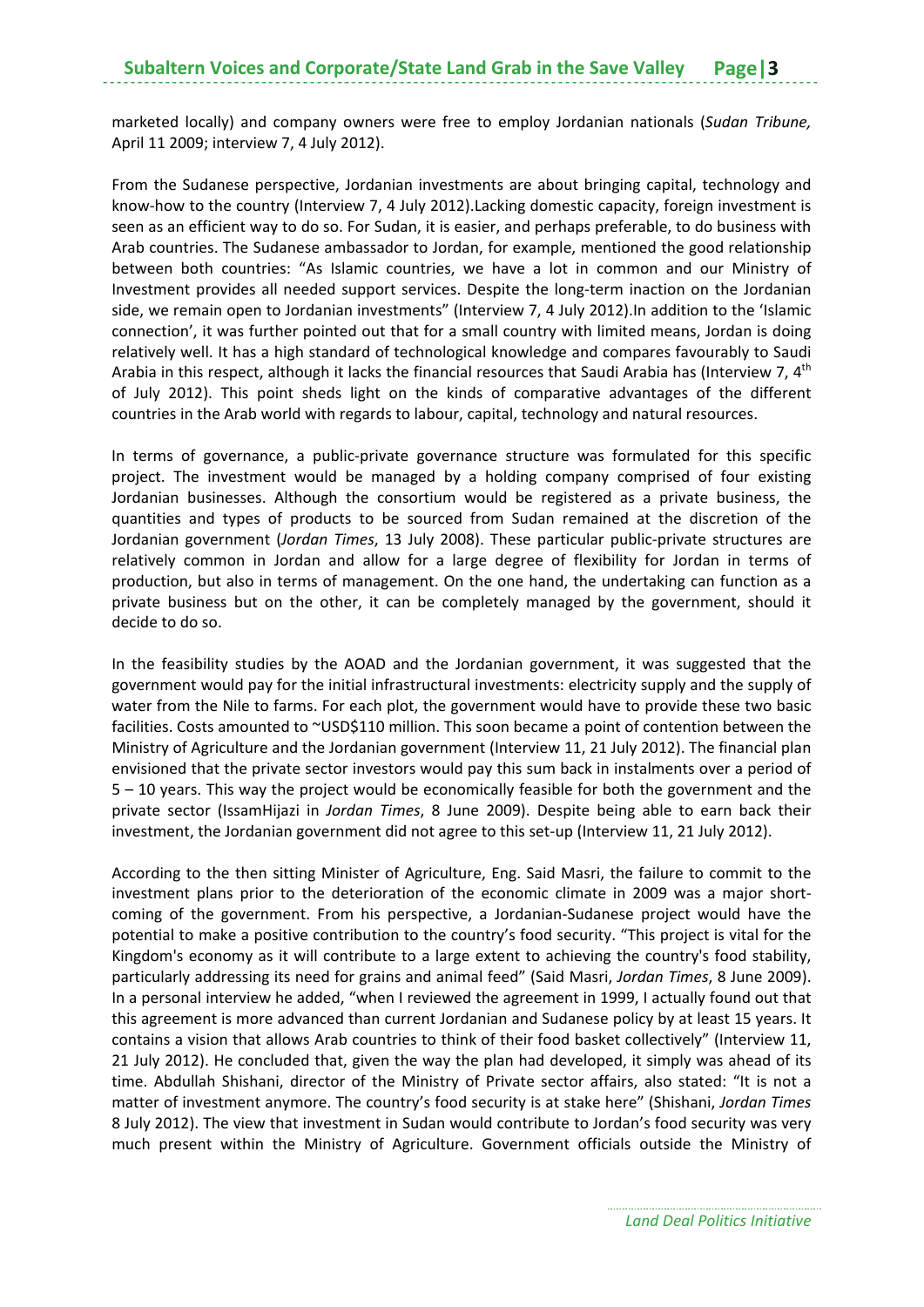marketed locally) and company owners were free to employ Jordanian nationals (*Sudan Tribune,* April 11 2009; interview 7, 4 July 2012).

From the Sudanese perspective, Jordanian investments are about bringing capital, technology and know-how to the country (Interview 7, 4 July 2012).Lacking domestic capacity, foreign investment is seen as an efficient way to do so. For Sudan, it is easier, and perhaps preferable, to do business with Arab countries. The Sudanese ambassador to Jordan, for example, mentioned the good relationship between both countries: "As Islamic countries, we have a lot in common and our Ministry of Investment provides all needed support services. Despite the long-term inaction on the Jordanian side, we remain open to Jordanian investments" (Interview 7, 4 July 2012).In addition to the 'Islamic connection', it was further pointed out that for a small country with limited means, Jordan is doing relatively well. It has a high standard of technological knowledge and compares favourably to Saudi Arabia in this respect, although it lacks the financial resources that Saudi Arabia has (Interview 7, 4th of July 2012). This point sheds light on the kinds of comparative advantages of the different countries in the Arab world with regards to labour, capital, technology and natural resources.

In terms of governance, a public-private governance structure was formulated for this specific project. The investment would be managed by a holding company comprised of four existing Jordanian businesses. Although the consortium would be registered as a private business, the quantities and types of products to be sourced from Sudan remained at the discretion of the Jordanian government (*Jordan Times*, 13 July 2008). These particular public-private structures are relatively common in Jordan and allow for a large degree of flexibility for Jordan in terms of production, but also in terms of management. On the one hand, the undertaking can function as a private business but on the other, it can be completely managed by the government, should it decide to do so.

In the feasibility studies by the AOAD and the Jordanian government, it was suggested that the government would pay for the initial infrastructural investments: electricity supply and the supply of water from the Nile to farms. For each plot, the government would have to provide these two basic facilities. Costs amounted to ~USD$110 million. This soon became a point of contention between the Ministry of Agriculture and the Jordanian government (Interview 11, 21 July 2012). The financial plan envisioned that the private sector investors would pay this sum back in instalments over a period of 5 – 10 years. This way the project would be economically feasible for both the government and the private sector (IssamHijazi in *Jordan Times*, 8 June 2009). Despite being able to earn back their investment, the Jordanian government did not agree to this set-up (Interview 11, 21 July 2012).

According to the then sitting Minister of Agriculture, Eng. Said Masri, the failure to commit to the investment plans prior to the deterioration of the economic climate in 2009 was a major shortcoming of the government. From his perspective, a Jordanian-Sudanese project would have the potential to make a positive contribution to the country's food security. "This project is vital for the Kingdom's economy as it will contribute to a large extent to achieving the country's food stability, particularly addressing its need for grains and animal feed" (Said Masri, *Jordan Times*, 8 June 2009). In a personal interview he added, "when I reviewed the agreement in 1999, I actually found out that this agreement is more advanced than current Jordanian and Sudanese policy by at least 15 years. It contains a vision that allows Arab countries to think of their food basket collectively" (Interview 11, 21 July 2012). He concluded that, given the way the plan had developed, it simply was ahead of its time. Abdullah Shishani, director of the Ministry of Private sector affairs, also stated: "It is not a matter of investment anymore. The country's food security is at stake here" (Shishani, *Jordan Times* 8 July 2012). The view that investment in Sudan would contribute to Jordan's food security was very much present within the Ministry of Agriculture. Government officials outside the Ministry of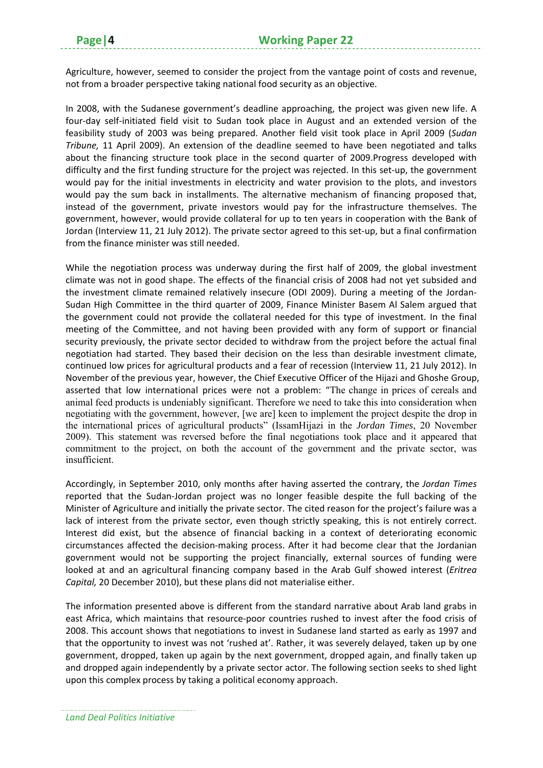Agriculture, however, seemed to consider the project from the vantage point of costs and revenue, not from a broader perspective taking national food security as an objective.

In 2008, with the Sudanese government's deadline approaching, the project was given new life. A four-day self-initiated field visit to Sudan took place in August and an extended version of the feasibility study of 2003 was being prepared. Another field visit took place in April 2009 (*Sudan Tribune,* 11 April 2009). An extension of the deadline seemed to have been negotiated and talks about the financing structure took place in the second quarter of 2009.Progress developed with difficulty and the first funding structure for the project was rejected. In this set-up, the government would pay for the initial investments in electricity and water provision to the plots, and investors would pay the sum back in installments. The alternative mechanism of financing proposed that, instead of the government, private investors would pay for the infrastructure themselves. The government, however, would provide collateral for up to ten years in cooperation with the Bank of Jordan (Interview 11, 21 July 2012). The private sector agreed to this set-up, but a final confirmation from the finance minister was still needed.

While the negotiation process was underway during the first half of 2009, the global investment climate was not in good shape. The effects of the financial crisis of 2008 had not yet subsided and the investment climate remained relatively insecure (ODI 2009). During a meeting of the Jordan-Sudan High Committee in the third quarter of 2009, Finance Minister Basem Al Salem argued that the government could not provide the collateral needed for this type of investment. In the final meeting of the Committee, and not having been provided with any form of support or financial security previously, the private sector decided to withdraw from the project before the actual final negotiation had started. They based their decision on the less than desirable investment climate, continued low prices for agricultural products and a fear of recession (Interview 11, 21 July 2012). In November of the previous year, however, the Chief Executive Officer of the Hijazi and Ghoshe Group, asserted that low international prices were not a problem: "The change in prices of cereals and animal feed products is undeniably significant. Therefore we need to take this into consideration when negotiating with the government, however, [we are] keen to implement the project despite the drop in the international prices of agricultural products" (IssamHijazi in the *Jordan Times*, 20 November 2009). This statement was reversed before the final negotiations took place and it appeared that commitment to the project, on both the account of the government and the private sector, was insufficient.

Accordingly, in September 2010, only months after having asserted the contrary, the *Jordan Times* reported that the Sudan-Jordan project was no longer feasible despite the full backing of the Minister of Agriculture and initially the private sector. The cited reason for the project's failure was a lack of interest from the private sector, even though strictly speaking, this is not entirely correct. Interest did exist, but the absence of financial backing in a context of deteriorating economic circumstances affected the decision-making process. After it had become clear that the Jordanian government would not be supporting the project financially, external sources of funding were looked at and an agricultural financing company based in the Arab Gulf showed interest (*Eritrea Capital,* 20 December 2010), but these plans did not materialise either.

The information presented above is different from the standard narrative about Arab land grabs in east Africa, which maintains that resource-poor countries rushed to invest after the food crisis of 2008. This account shows that negotiations to invest in Sudanese land started as early as 1997 and that the opportunity to invest was not 'rushed at'. Rather, it was severely delayed, taken up by one government, dropped, taken up again by the next government, dropped again, and finally taken up and dropped again independently by a private sector actor. The following section seeks to shed light upon this complex process by taking a political economy approach.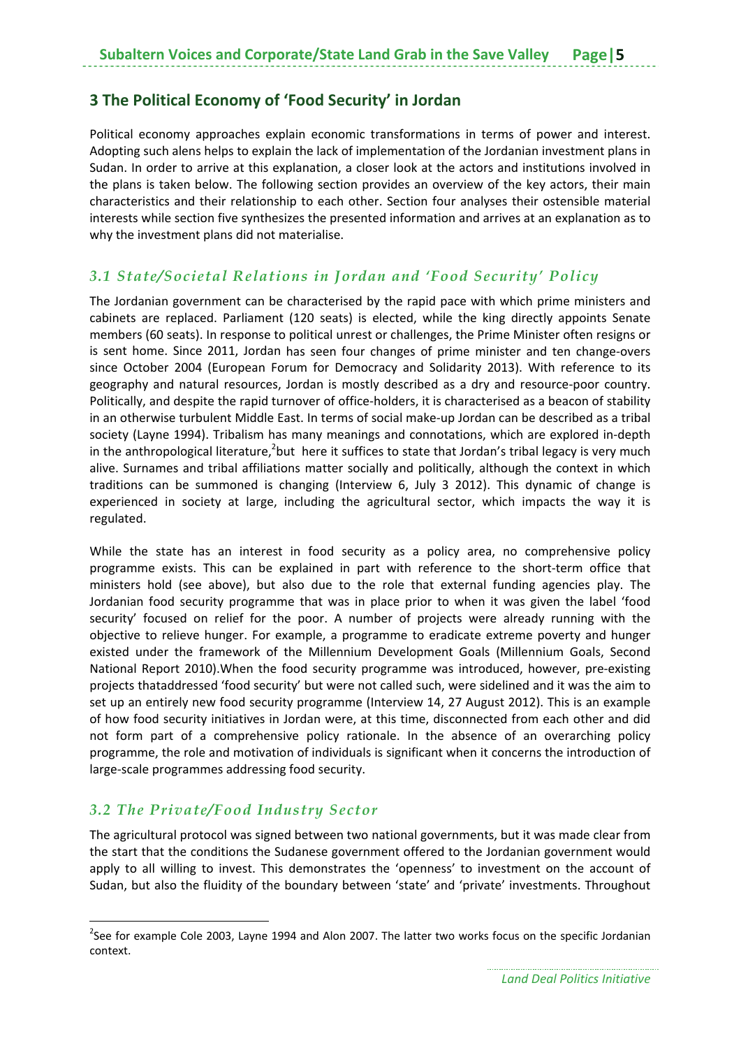## 3 The Political Economy of 'Food Security' in Jordan

Political economy approaches explain economic transformations in terms of power and interest. Adopting such alens helps to explain the lack of implementation of the Jordanian investment plans in Sudan. In order to arrive at this explanation, a closer look at the actors and institutions involved in the plans is taken below. The following section provides an overview of the key actors, their main characteristics and their relationship to each other. Section four analyses their ostensible material interests while section five synthesizes the presented information and arrives at an explanation as to why the investment plans did not materialise.

### *3.1 State/Societal Relations in Jordan and 'Food Security' Policy*

The Jordanian government can be characterised by the rapid pace with which prime ministers and cabinets are replaced. Parliament (120 seats) is elected, while the king directly appoints Senate members (60 seats). In response to political unrest or challenges, the Prime Minister often resigns or is sent home. Since 2011, Jordan has seen four changes of prime minister and ten change-overs since October 2004 (European Forum for Democracy and Solidarity 2013). With reference to its geography and natural resources, Jordan is mostly described as a dry and resource-poor country. Politically, and despite the rapid turnover of office-holders, it is characterised as a beacon of stability in an otherwise turbulent Middle East. In terms of social make-up Jordan can be described as a tribal society (Layne 1994). Tribalism has many meanings and connotations, which are explored in-depth in the anthropological literature,[2]but here it suffices to state that Jordan's tribal legacy is very much alive. Surnames and tribal affiliations matter socially and politically, although the context in which traditions can be summoned is changing (Interview 6, July 3 2012). This dynamic of change is experienced in society at large, including the agricultural sector, which impacts the way it is regulated.

While the state has an interest in food security as a policy area, no comprehensive policy programme exists. This can be explained in part with reference to the short-term office that ministers hold (see above), but also due to the role that external funding agencies play. The Jordanian food security programme that was in place prior to when it was given the label 'food security' focused on relief for the poor. A number of projects were already running with the objective to relieve hunger. For example, a programme to eradicate extreme poverty and hunger existed under the framework of the Millennium Development Goals (Millennium Goals, Second National Report 2010).When the food security programme was introduced, however, pre-existing projects thataddressed 'food security' but were not called such, were sidelined and it was the aim to set up an entirely new food security programme (Interview 14, 27 August 2012). This is an example of how food security initiatives in Jordan were, at this time, disconnected from each other and did not form part of a comprehensive policy rationale. In the absence of an overarching policy programme, the role and motivation of individuals is significant when it concerns the introduction of large-scale programmes addressing food security.

### *3.2 The Private/Food Industry Sector*

The agricultural protocol was signed between two national governments, but it was made clear from the start that the conditions the Sudanese government offered to the Jordanian government would apply to all willing to invest. This demonstrates the 'openness' to investment on the account of Sudan, but also the fluidity of the boundary between 'state' and 'private' investments. Throughout

[2]See for example Cole 2003, Layne 1994 and Alon 2007. The latter two works focus on the specific Jordanian context.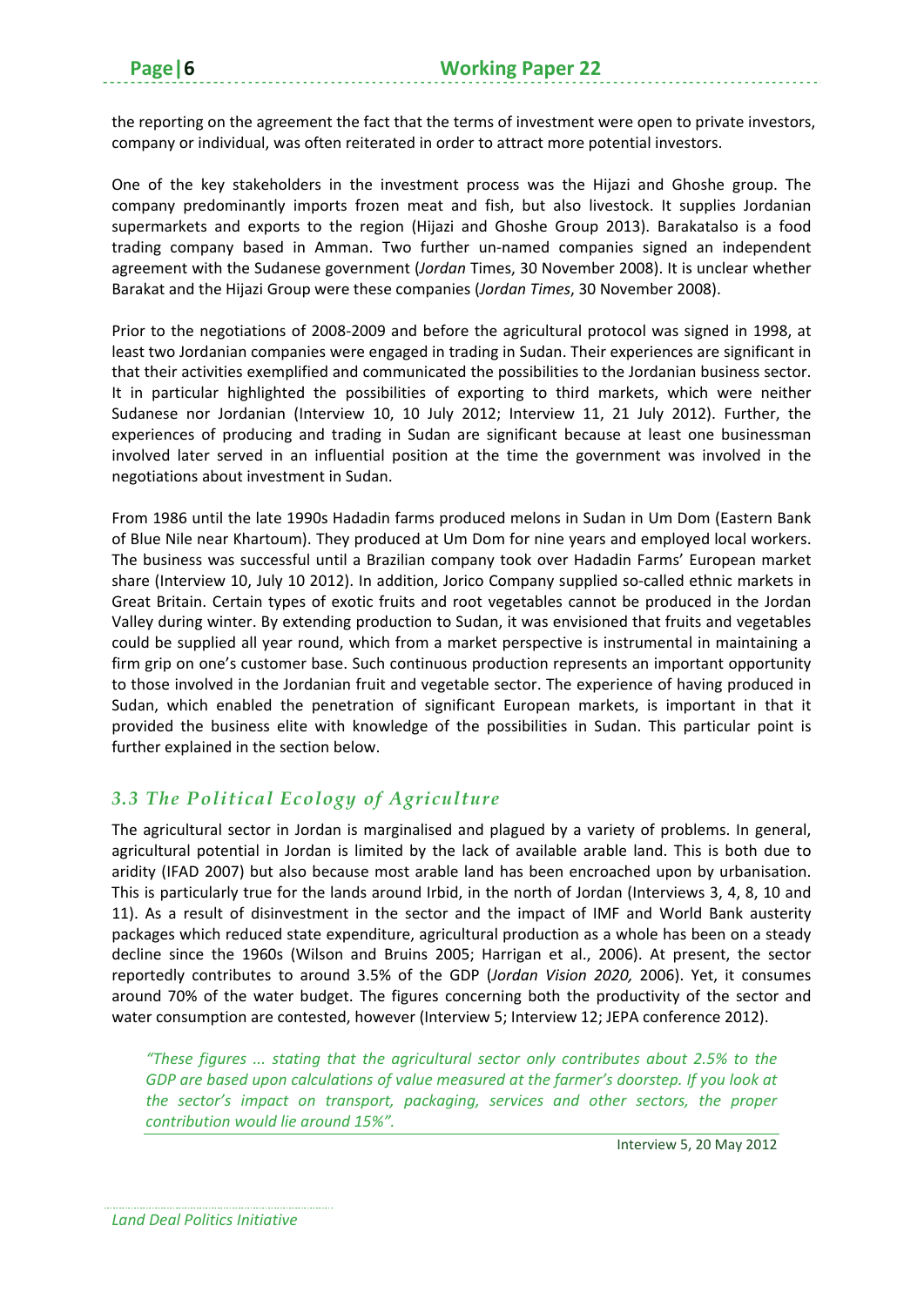the reporting on the agreement the fact that the terms of investment were open to private investors, company or individual, was often reiterated in order to attract more potential investors.

One of the key stakeholders in the investment process was the Hijazi and Ghoshe group. The company predominantly imports frozen meat and fish, but also livestock. It supplies Jordanian supermarkets and exports to the region (Hijazi and Ghoshe Group 2013). Barakatalso is a food trading company based in Amman. Two further un-named companies signed an independent agreement with the Sudanese government (*Jordan* Times, 30 November 2008). It is unclear whether Barakat and the Hijazi Group were these companies (*Jordan Times*, 30 November 2008).

Prior to the negotiations of 2008-2009 and before the agricultural protocol was signed in 1998, at least two Jordanian companies were engaged in trading in Sudan. Their experiences are significant in that their activities exemplified and communicated the possibilities to the Jordanian business sector. It in particular highlighted the possibilities of exporting to third markets, which were neither Sudanese nor Jordanian (Interview 10, 10 July 2012; Interview 11, 21 July 2012). Further, the experiences of producing and trading in Sudan are significant because at least one businessman involved later served in an influential position at the time the government was involved in the negotiations about investment in Sudan.

From 1986 until the late 1990s Hadadin farms produced melons in Sudan in Um Dom (Eastern Bank of Blue Nile near Khartoum). They produced at Um Dom for nine years and employed local workers. The business was successful until a Brazilian company took over Hadadin Farms' European market share (Interview 10, July 10 2012). In addition, Jorico Company supplied so-called ethnic markets in Great Britain. Certain types of exotic fruits and root vegetables cannot be produced in the Jordan Valley during winter. By extending production to Sudan, it was envisioned that fruits and vegetables could be supplied all year round, which from a market perspective is instrumental in maintaining a firm grip on one's customer base. Such continuous production represents an important opportunity to those involved in the Jordanian fruit and vegetable sector. The experience of having produced in Sudan, which enabled the penetration of significant European markets, is important in that it provided the business elite with knowledge of the possibilities in Sudan. This particular point is further explained in the section below.

### *3.3 The Political Ecology of Agriculture*

The agricultural sector in Jordan is marginalised and plagued by a variety of problems. In general, agricultural potential in Jordan is limited by the lack of available arable land. This is both due to aridity (IFAD 2007) but also because most arable land has been encroached upon by urbanisation. This is particularly true for the lands around Irbid, in the north of Jordan (Interviews 3, 4, 8, 10 and 11). As a result of disinvestment in the sector and the impact of IMF and World Bank austerity packages which reduced state expenditure, agricultural production as a whole has been on a steady decline since the 1960s (Wilson and Bruins 2005; Harrigan et al., 2006). At present, the sector reportedly contributes to around 3.5% of the GDP (*Jordan Vision 2020,* 2006). Yet, it consumes around 70% of the water budget. The figures concerning both the productivity of the sector and water consumption are contested, however (Interview 5; Interview 12; JEPA conference 2012).

> *"These figures ... stating that the agricultural sector only contributes about 2.5% to the GDP are based upon calculations of value measured at the farmer's doorstep. If you look at the sector's impact on transport, packaging, services and other sectors, the proper contribution would lie around 15%".*
>
> Interview 5, 20 May 2012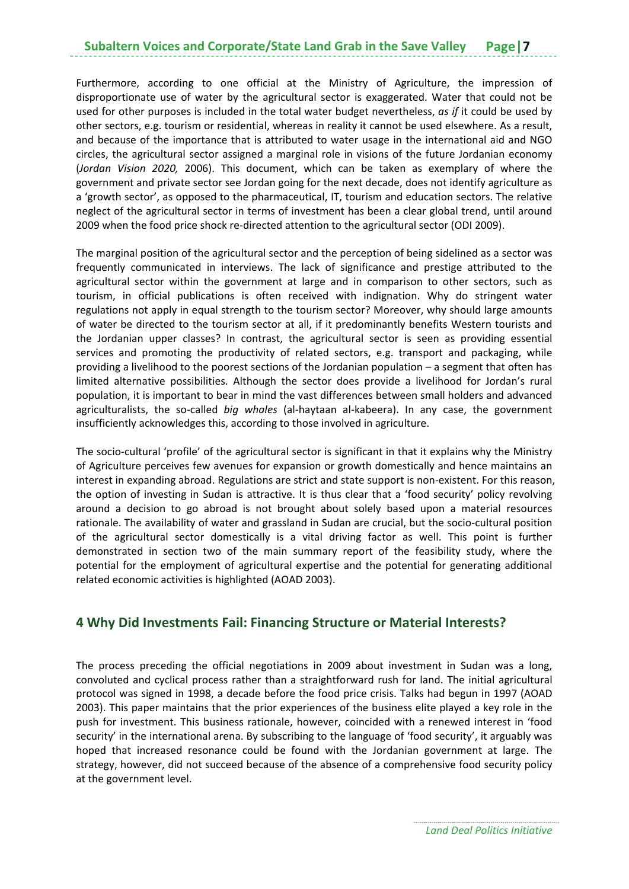Furthermore, according to one official at the Ministry of Agriculture, the impression of disproportionate use of water by the agricultural sector is exaggerated. Water that could not be used for other purposes is included in the total water budget nevertheless, *as if* it could be used by other sectors, e.g. tourism or residential, whereas in reality it cannot be used elsewhere. As a result, and because of the importance that is attributed to water usage in the international aid and NGO circles, the agricultural sector assigned a marginal role in visions of the future Jordanian economy (*Jordan Vision 2020,* 2006). This document, which can be taken as exemplary of where the government and private sector see Jordan going for the next decade, does not identify agriculture as a 'growth sector', as opposed to the pharmaceutical, IT, tourism and education sectors. The relative neglect of the agricultural sector in terms of investment has been a clear global trend, until around 2009 when the food price shock re-directed attention to the agricultural sector (ODI 2009).

The marginal position of the agricultural sector and the perception of being sidelined as a sector was frequently communicated in interviews. The lack of significance and prestige attributed to the agricultural sector within the government at large and in comparison to other sectors, such as tourism, in official publications is often received with indignation. Why do stringent water regulations not apply in equal strength to the tourism sector? Moreover, why should large amounts of water be directed to the tourism sector at all, if it predominantly benefits Western tourists and the Jordanian upper classes? In contrast, the agricultural sector is seen as providing essential services and promoting the productivity of related sectors, e.g. transport and packaging, while providing a livelihood to the poorest sections of the Jordanian population – a segment that often has limited alternative possibilities. Although the sector does provide a livelihood for Jordan's rural population, it is important to bear in mind the vast differences between small holders and advanced agriculturalists, the so-called *big whales* (al-haytaan al-kabeera). In any case, the government insufficiently acknowledges this, according to those involved in agriculture.

The socio-cultural 'profile' of the agricultural sector is significant in that it explains why the Ministry of Agriculture perceives few avenues for expansion or growth domestically and hence maintains an interest in expanding abroad. Regulations are strict and state support is non-existent. For this reason, the option of investing in Sudan is attractive. It is thus clear that a 'food security' policy revolving around a decision to go abroad is not brought about solely based upon a material resources rationale. The availability of water and grassland in Sudan are crucial, but the socio-cultural position of the agricultural sector domestically is a vital driving factor as well. This point is further demonstrated in section two of the main summary report of the feasibility study, where the potential for the employment of agricultural expertise and the potential for generating additional related economic activities is highlighted (AOAD 2003).

## 4 Why Did Investments Fail: Financing Structure or Material Interests?

The process preceding the official negotiations in 2009 about investment in Sudan was a long, convoluted and cyclical process rather than a straightforward rush for land. The initial agricultural protocol was signed in 1998, a decade before the food price crisis. Talks had begun in 1997 (AOAD 2003). This paper maintains that the prior experiences of the business elite played a key role in the push for investment. This business rationale, however, coincided with a renewed interest in 'food security' in the international arena. By subscribing to the language of 'food security', it arguably was hoped that increased resonance could be found with the Jordanian government at large. The strategy, however, did not succeed because of the absence of a comprehensive food security policy at the government level.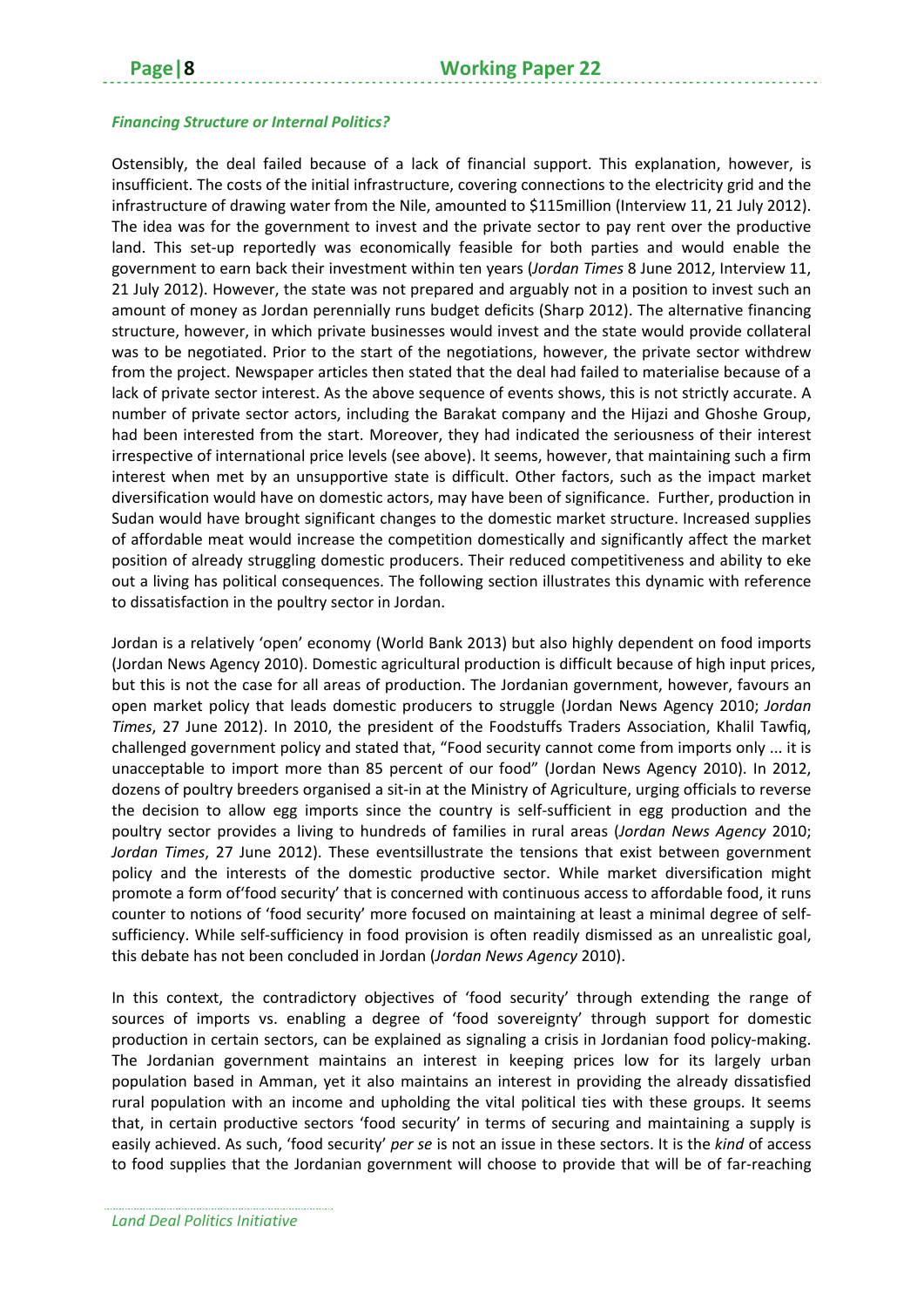### *Financing Structure or Internal Politics?*

Ostensibly, the deal failed because of a lack of financial support. This explanation, however, is insufficient. The costs of the initial infrastructure, covering connections to the electricity grid and the infrastructure of drawing water from the Nile, amounted to $115million (Interview 11, 21 July 2012). The idea was for the government to invest and the private sector to pay rent over the productive land. This set-up reportedly was economically feasible for both parties and would enable the government to earn back their investment within ten years (*Jordan Times* 8 June 2012, Interview 11, 21 July 2012). However, the state was not prepared and arguably not in a position to invest such an amount of money as Jordan perennially runs budget deficits (Sharp 2012). The alternative financing structure, however, in which private businesses would invest and the state would provide collateral was to be negotiated. Prior to the start of the negotiations, however, the private sector withdrew from the project. Newspaper articles then stated that the deal had failed to materialise because of a lack of private sector interest. As the above sequence of events shows, this is not strictly accurate. A number of private sector actors, including the Barakat company and the Hijazi and Ghoshe Group, had been interested from the start. Moreover, they had indicated the seriousness of their interest irrespective of international price levels (see above). It seems, however, that maintaining such a firm interest when met by an unsupportive state is difficult. Other factors, such as the impact market diversification would have on domestic actors, may have been of significance. Further, production in Sudan would have brought significant changes to the domestic market structure. Increased supplies of affordable meat would increase the competition domestically and significantly affect the market position of already struggling domestic producers. Their reduced competitiveness and ability to eke out a living has political consequences. The following section illustrates this dynamic with reference to dissatisfaction in the poultry sector in Jordan.

Jordan is a relatively 'open' economy (World Bank 2013) but also highly dependent on food imports (Jordan News Agency 2010). Domestic agricultural production is difficult because of high input prices, but this is not the case for all areas of production. The Jordanian government, however, favours an open market policy that leads domestic producers to struggle (Jordan News Agency 2010; *Jordan Times*, 27 June 2012). In 2010, the president of the Foodstuffs Traders Association, Khalil Tawfiq, challenged government policy and stated that, "Food security cannot come from imports only ... it is unacceptable to import more than 85 percent of our food" (Jordan News Agency 2010). In 2012, dozens of poultry breeders organised a sit-in at the Ministry of Agriculture, urging officials to reverse the decision to allow egg imports since the country is self-sufficient in egg production and the poultry sector provides a living to hundreds of families in rural areas (*Jordan News Agency* 2010; *Jordan Times*, 27 June 2012). These eventsillustrate the tensions that exist between government policy and the interests of the domestic productive sector. While market diversification might promote a form of'food security' that is concerned with continuous access to affordable food, it runs counter to notions of 'food security' more focused on maintaining at least a minimal degree of self-sufficiency. While self-sufficiency in food provision is often readily dismissed as an unrealistic goal, this debate has not been concluded in Jordan (*Jordan News Agency* 2010).

In this context, the contradictory objectives of 'food security' through extending the range of sources of imports vs. enabling a degree of 'food sovereignty' through support for domestic production in certain sectors, can be explained as signaling a crisis in Jordanian food policy-making. The Jordanian government maintains an interest in keeping prices low for its largely urban population based in Amman, yet it also maintains an interest in providing the already dissatisfied rural population with an income and upholding the vital political ties with these groups. It seems that, in certain productive sectors 'food security' in terms of securing and maintaining a supply is easily achieved. As such, 'food security' *per se* is not an issue in these sectors. It is the *kind* of access to food supplies that the Jordanian government will choose to provide that will be of far-reaching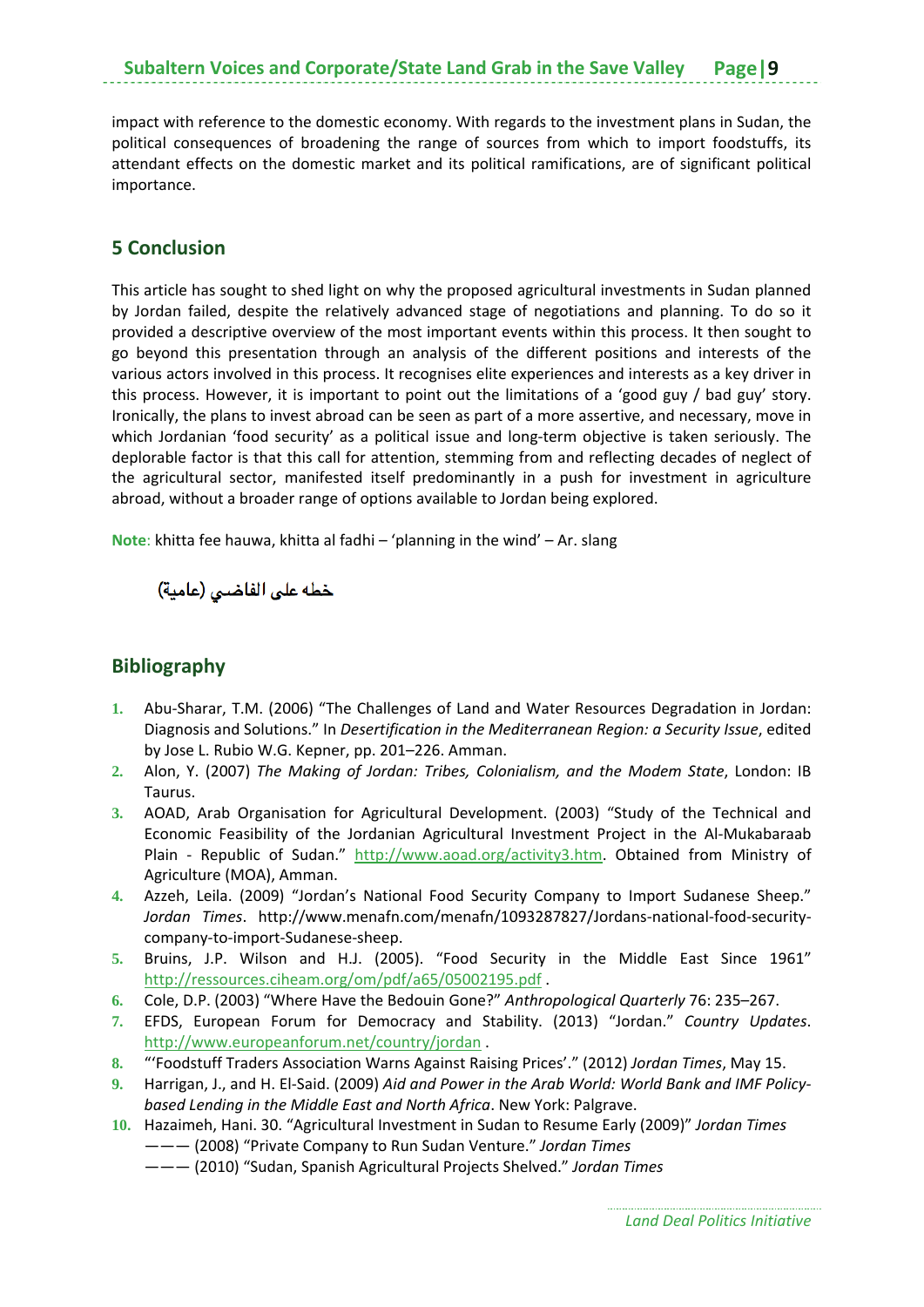impact with reference to the domestic economy. With regards to the investment plans in Sudan, the political consequences of broadening the range of sources from which to import foodstuffs, its attendant effects on the domestic market and its political ramifications, are of significant political importance.

## 5 Conclusion

This article has sought to shed light on why the proposed agricultural investments in Sudan planned by Jordan failed, despite the relatively advanced stage of negotiations and planning. To do so it provided a descriptive overview of the most important events within this process. It then sought to go beyond this presentation through an analysis of the different positions and interests of the various actors involved in this process. It recognises elite experiences and interests as a key driver in this process. However, it is important to point out the limitations of a 'good guy / bad guy' story. Ironically, the plans to invest abroad can be seen as part of a more assertive, and necessary, move in which Jordanian 'food security' as a political issue and long-term objective is taken seriously. The deplorable factor is that this call for attention, stemming from and reflecting decades of neglect of the agricultural sector, manifested itself predominantly in a push for investment in agriculture abroad, without a broader range of options available to Jordan being explored.

**Note**: khitta fee hauwa, khitta al fadhi – 'planning in the wind' – Ar. slang

خطه على الفاضي (عامية)

## Bibliography

1. Abu-Sharar, T.M. (2006) "The Challenges of Land and Water Resources Degradation in Jordan: Diagnosis and Solutions." In *Desertification in the Mediterranean Region: a Security Issue*, edited by Jose L. Rubio W.G. Kepner, pp. 201–226. Amman.
2. Alon, Y. (2007) *The Making of Jordan: Tribes, Colonialism, and the Modem State*, London: IB Taurus.
3. AOAD, Arab Organisation for Agricultural Development. (2003) "Study of the Technical and Economic Feasibility of the Jordanian Agricultural Investment Project in the Al-Mukabaraab Plain - Republic of Sudan." http://www.aoad.org/activity3.htm. Obtained from Ministry of Agriculture (MOA), Amman.
4. Azzeh, Leila. (2009) "Jordan's National Food Security Company to Import Sudanese Sheep." *Jordan Times*. http://www.menafn.com/menafn/1093287827/Jordans-national-food-security-company-to-import-sudanese-sheep.
5. Bruins, J.P. Wilson and H.J. (2005). "Food Security in the Middle East Since 1961" http://ressources.ciheam.org/om/pdf/a65/05002195.pdf .
6. Cole, D.P. (2003) "Where Have the Bedouin Gone?" *Anthropological Quarterly* 76: 235–267.
7. EFDS, European Forum for Democracy and Stability. (2013) "Jordan." *Country Updates*. http://www.europeanforum.net/country/jordan .
8. "'Foodstuff Traders Association Warns Against Raising Prices'." (2012) *Jordan Times*, May 15.
9. Harrigan, J., and H. El-Said. (2009) *Aid and Power in the Arab World: World Bank and IMF Policy-based Lending in the Middle East and North Africa*. New York: Palgrave.
10. Hazaimeh, Hani. 30. "Agricultural Investment in Sudan to Resume Early (2009)" *Jordan Times*
    ——— (2008) "Private Company to Run Sudan Venture." *Jordan Times*
    ——— (2010) "Sudan, Spanish Agricultural Projects Shelved." *Jordan Times*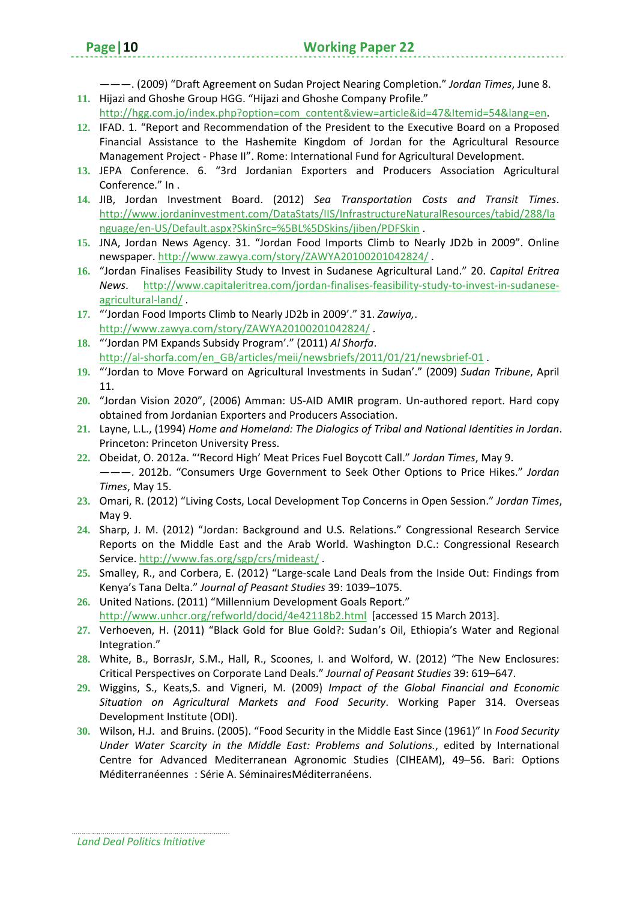———. (2009) “Draft Agreement on Sudan Project Nearing Completion.” *Jordan Times*, June 8.

11. Hijazi and Ghoshe Group HGG. “Hijazi and Ghoshe Company Profile.” http://hgg.com.jo/index.php?option=com_content&view=article&id=47&Itemid=54&lang=en.
12. IFAD. 1. “Report and Recommendation of the President to the Executive Board on a Proposed Financial Assistance to the Hashemite Kingdom of Jordan for the Agricultural Resource Management Project - Phase II”. Rome: International Fund for Agricultural Development.
13. JEPA Conference. 6. “3rd Jordanian Exporters and Producers Association Agricultural Conference.” In .
14. JIB, Jordan Investment Board. (2012) *Sea Transportation Costs and Transit Times*. http://www.jordaninvestment.com/DataStats/IIS/InfrastructureNaturalResources/tabid/288/language/en-US/Default.aspx?SkinSrc=%5BL%5DSkins/jiben/PDFSkin .
15. JNA, Jordan News Agency. 31. “Jordan Food Imports Climb to Nearly JD2b in 2009”. Online newspaper. http://www.zawya.com/story/ZAWYA20100201042824/ .
16. “Jordan Finalises Feasibility Study to Invest in Sudanese Agricultural Land.” 20. *Capital Eritrea News*. http://www.capitaleritrea.com/jordan-finalises-feasibility-study-to-invest-in-sudanese-agricultural-land/ .
17. “‘Jordan Food Imports Climb to Nearly JD2b in 2009’.” 31. *Zawiya,*. http://www.zawya.com/story/ZAWYA20100201042824/ .
18. “‘Jordan PM Expands Subsidy Program’.” (2011) *Al Shorfa*. http://al-shorfa.com/en_GB/articles/meii/newsbriefs/2011/01/21/newsbrief-01 .
19. “‘Jordan to Move Forward on Agricultural Investments in Sudan’.” (2009) *Sudan Tribune*, April 11.
20. “Jordan Vision 2020”, (2006) Amman: US-AID AMIR program. Un-authored report. Hard copy obtained from Jordanian Exporters and Producers Association.
21. Layne, L.L., (1994) *Home and Homeland: The Dialogics of Tribal and National Identities in Jordan*. Princeton: Princeton University Press.
22. Obeidat, O. 2012a. “‘Record High’ Meat Prices Fuel Boycott Call.” *Jordan Times*, May 9.
    ———. 2012b. “Consumers Urge Government to Seek Other Options to Price Hikes.” *Jordan Times*, May 15.
23. Omari, R. (2012) “Living Costs, Local Development Top Concerns in Open Session.” *Jordan Times*, May 9.
24. Sharp, J. M. (2012) “Jordan: Background and U.S. Relations.” Congressional Research Service Reports on the Middle East and the Arab World. Washington D.C.: Congressional Research Service. http://www.fas.org/sgp/crs/mideast/ .
25. Smalley, R., and Corbera, E. (2012) “Large-scale Land Deals from the Inside Out: Findings from Kenya’s Tana Delta.” *Journal of Peasant Studies* 39: 1039–1075.
26. United Nations. (2011) “Millennium Development Goals Report.” http://www.unhcr.org/refworld/docid/4e42118b2.html [accessed 15 March 2013].
27. Verhoeven, H. (2011) “Black Gold for Blue Gold?: Sudan’s Oil, Ethiopia’s Water and Regional Integration.”
28. White, B., BorrasJr, S.M., Hall, R., Scoones, I. and Wolford, W. (2012) “The New Enclosures: Critical Perspectives on Corporate Land Deals.” *Journal of Peasant Studies* 39: 619–647.
29. Wiggins, S., Keats,S. and Vigneri, M. (2009) *Impact of the Global Financial and Economic Situation on Agricultural Markets and Food Security*. Working Paper 314. Overseas Development Institute (ODI).
30. Wilson, H.J. and Bruins. (2005). “Food Security in the Middle East Since (1961)” In *Food Security Under Water Scarcity in the Middle East: Problems and Solutions.*, edited by International Centre for Advanced Mediterranean Agronomic Studies (CIHEAM), 49–56. Bari: Options Méditerranéennes : Série A. SéminairesMéditerranéens.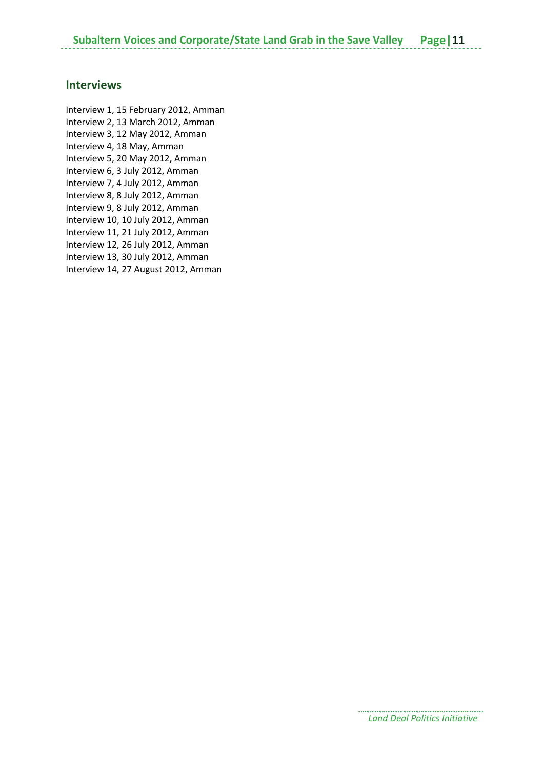## Interviews

Interview 1, 15 February 2012, Amman
Interview 2, 13 March 2012, Amman
Interview 3, 12 May 2012, Amman
Interview 4, 18 May, Amman
Interview 5, 20 May 2012, Amman
Interview 6, 3 July 2012, Amman
Interview 7, 4 July 2012, Amman
Interview 8, 8 July 2012, Amman
Interview 9, 8 July 2012, Amman
Interview 10, 10 July 2012, Amman
Interview 11, 21 July 2012, Amman
Interview 12, 26 July 2012, Amman
Interview 13, 30 July 2012, Amman
Interview 14, 27 August 2012, Amman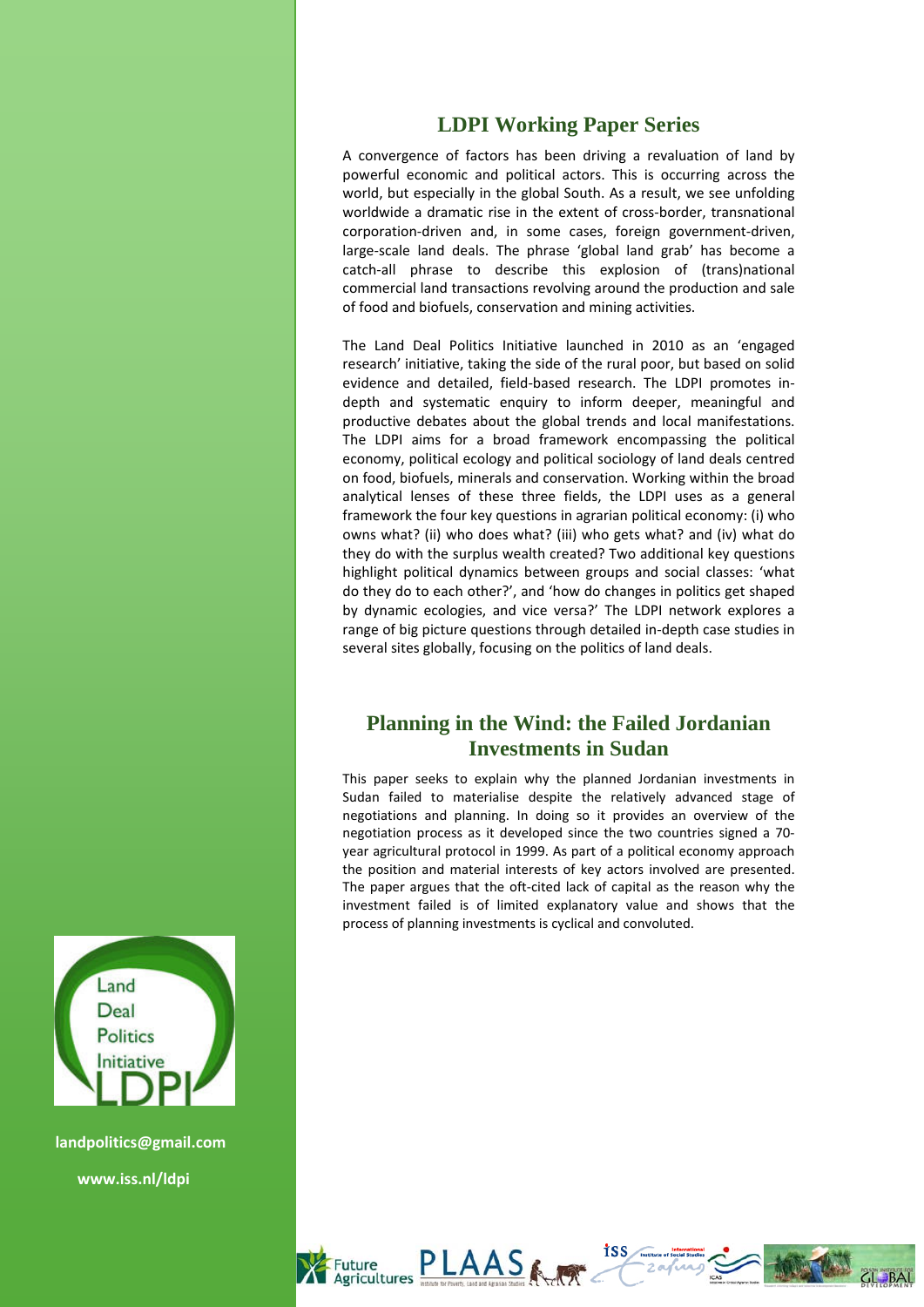## LDPI Working Paper Series

A convergence of factors has been driving a revaluation of land by powerful economic and political actors. This is occurring across the world, but especially in the global South. As a result, we see unfolding worldwide a dramatic rise in the extent of cross-border, transnational corporation-driven and, in some cases, foreign government-driven, large-scale land deals. The phrase 'global land grab' has become a catch-all phrase to describe this explosion of (trans)national commercial land transactions revolving around the production and sale of food and biofuels, conservation and mining activities.

The Land Deal Politics Initiative launched in 2010 as an 'engaged research' initiative, taking the side of the rural poor, but based on solid evidence and detailed, field-based research. The LDPI promotes in-depth and systematic enquiry to inform deeper, meaningful and productive debates about the global trends and local manifestations. The LDPI aims for a broad framework encompassing the political economy, political ecology and political sociology of land deals centred on food, biofuels, minerals and conservation. Working within the broad analytical lenses of these three fields, the LDPI uses as a general framework the four key questions in agrarian political economy: (i) who owns what? (ii) who does what? (iii) who gets what? and (iv) what do they do with the surplus wealth created? Two additional key questions highlight political dynamics between groups and social classes: 'what do they do to each other?', and 'how do changes in politics get shaped by dynamic ecologies, and vice versa?' The LDPI network explores a range of big picture questions through detailed in-depth case studies in several sites globally, focusing on the politics of land deals.

## Planning in the Wind: the Failed Jordanian Investments in Sudan

This paper seeks to explain why the planned Jordanian investments in Sudan failed to materialise despite the relatively advanced stage of negotiations and planning. In doing so it provides an overview of the negotiation process as it developed since the two countries signed a 70-year agricultural protocol in 1999. As part of a political economy approach the position and material interests of key actors involved are presented. The paper argues that the oft-cited lack of capital as the reason why the investment failed is of limited explanatory value and shows that the process of planning investments is cyclical and convoluted.

Land Deal Politics Initiative LDPI

landpolitics@gmail.com

www.iss.nl/ldpi